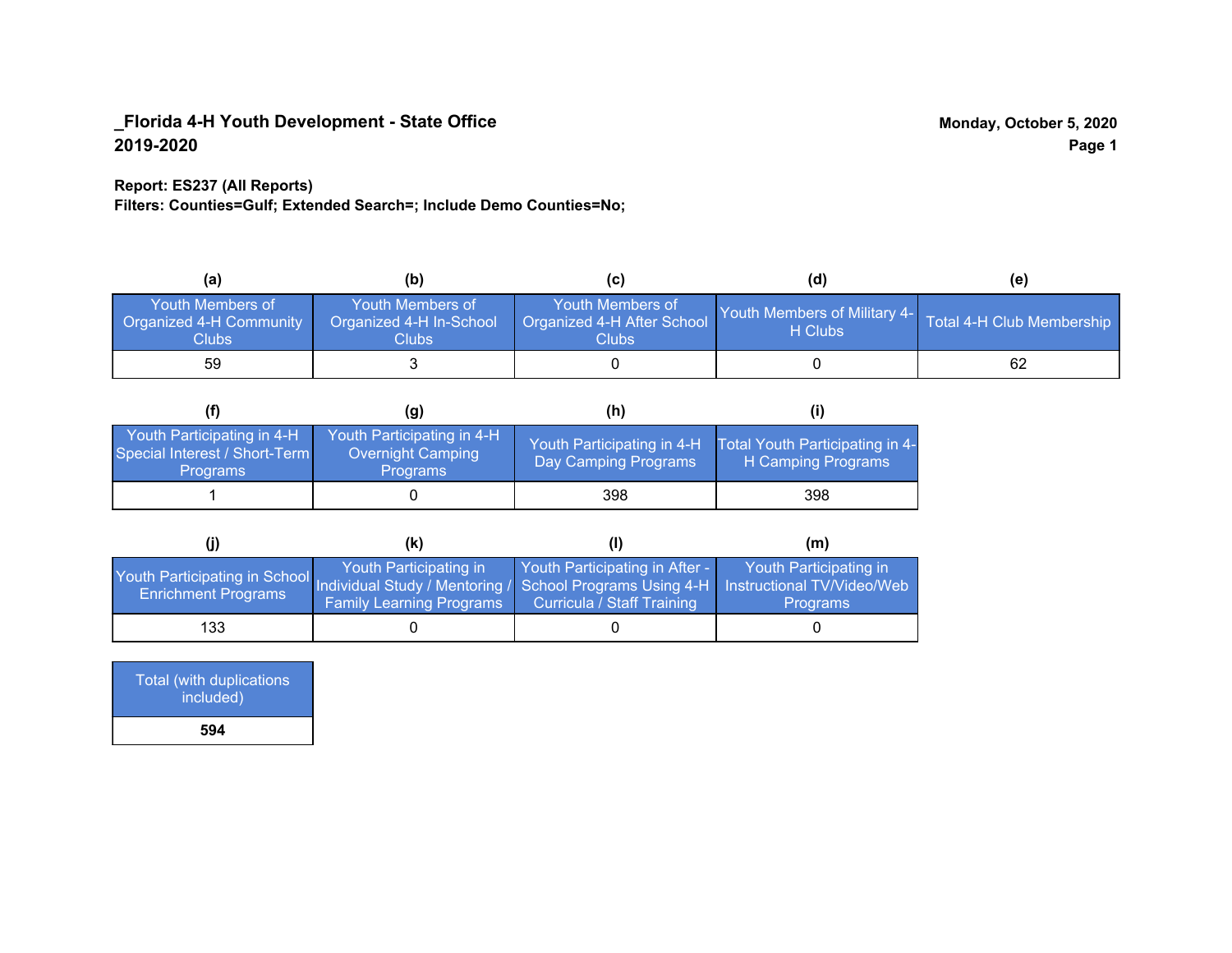# _Florida 4-H Youth Development - State Office
## 2019-2020

Monday, October 5, 2020

**Report: ES237 (All Reports)**
**Filters: Counties=Gulf; Extended Search=; Include Demo Counties=No;**

| (a) Youth Members of Organized 4-H Community Clubs | (b) Youth Members of Organized 4-H In-School Clubs | (c) Youth Members of Organized 4-H After School Clubs | (d) Youth Members of Military 4-H Clubs | (e) Total 4-H Club Membership |
|---|---|---|---|---|
| 59 | 3 | 0 | 0 | 62 |

| (f) Youth Participating in 4-H Special Interest / Short-Term Programs | (g) Youth Participating in 4-H Overnight Camping Programs | (h) Youth Participating in 4-H Day Camping Programs | (i) Total Youth Participating in 4-H Camping Programs |
|---|---|---|---|
| 1 | 0 | 398 | 398 |

| (j) Youth Participating in School Enrichment Programs | (k) Youth Participating in Individual Study / Mentoring / Family Learning Programs | (l) Youth Participating in After - School Programs Using 4-H Curricula / Staff Training | (m) Youth Participating in Instructional TV/Video/Web Programs |
|---|---|---|---|
| 133 | 0 | 0 | 0 |

| Total (with duplications included) |
|---|
| **594** |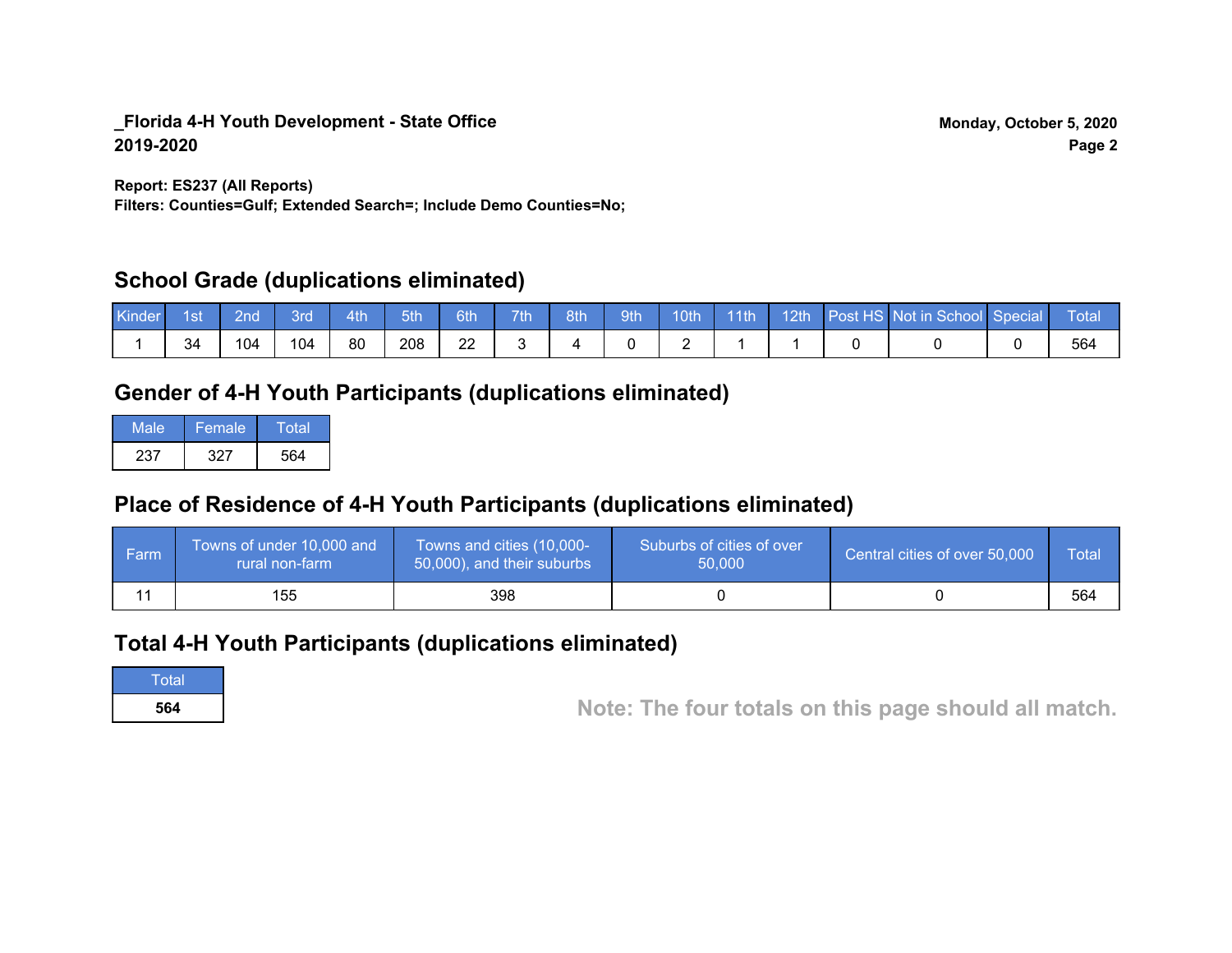**_Florida 4-H Youth Development - State Office**
**2019-2020**

**Monday, October 5, 2020**

**Report: ES237 (All Reports)**
**Filters: Counties=Gulf; Extended Search=; Include Demo Counties=No;**

## School Grade (duplications eliminated)

| Kinder | 1st | 2nd | 3rd | 4th | 5th | 6th | 7th | 8th | 9th | 10th | 11th | 12th | Post HS | Not in School | Special | Total |
|---|---|---|---|---|---|---|---|---|---|---|---|---|---|---|---|---|
| 1 | 34 | 104 | 104 | 80 | 208 | 22 | 3 | 4 | 0 | 2 | 1 | 1 | 0 | 0 | 0 | 564 |

## Gender of 4-H Youth Participants (duplications eliminated)

| Male | Female | Total |
|---|---|---|
| 237 | 327 | 564 |

## Place of Residence of 4-H Youth Participants (duplications eliminated)

| Farm | Towns of under 10,000 and rural non-farm | Towns and cities (10,000-50,000), and their suburbs | Suburbs of cities of over 50,000 | Central cities of over 50,000 | Total |
|---|---|---|---|---|---|
| 11 | 155 | 398 | 0 | 0 | 564 |

## Total 4-H Youth Participants (duplications eliminated)

| Total |
|---|
| **564** |

**Note: The four totals on this page should all match.**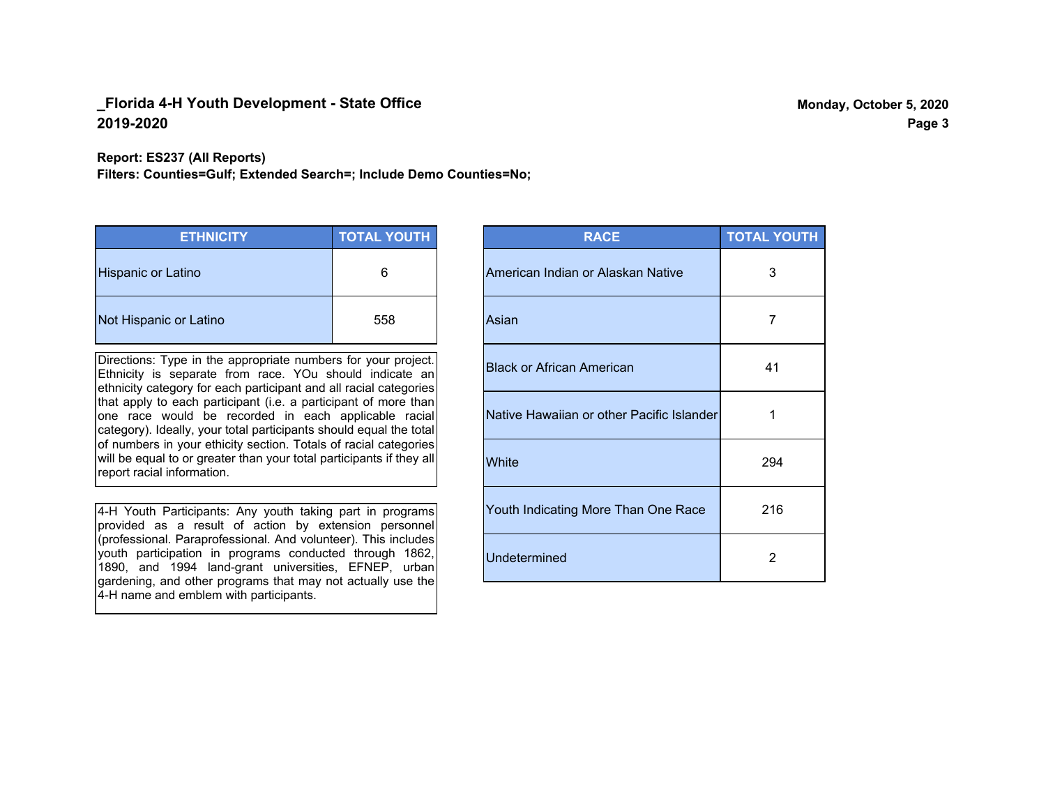## _Florida 4-H Youth Development - State Office
## 2019-2020

**Report: ES237 (All Reports)**
**Filters: Counties=Gulf; Extended Search=; Include Demo Counties=No;**

| ETHNICITY | TOTAL YOUTH |
|---|---|
| Hispanic or Latino | 6 |
| Not Hispanic or Latino | 558 |

Directions: Type in the appropriate numbers for your project. Ethnicity is separate from race. YOu should indicate an ethnicity category for each participant and all racial categories that apply to each participant (i.e. a participant of more than one race would be recorded in each applicable racial category). Ideally, your total participants should equal the total of numbers in your ethicity section. Totals of racial categories will be equal to or greater than your total participants if they all report racial information.

4-H Youth Participants: Any youth taking part in programs provided as a result of action by extension personnel (professional. Paraprofessional. And volunteer). This includes youth participation in programs conducted through 1862, 1890, and 1994 land-grant universities, EFNEP, urban gardening, and other programs that may not actually use the 4-H name and emblem with participants.

| RACE | TOTAL YOUTH |
|---|---|
| American Indian or Alaskan Native | 3 |
| Asian | 7 |
| Black or African American | 41 |
| Native Hawaiian or other Pacific Islander | 1 |
| White | 294 |
| Youth Indicating More Than One Race | 216 |
| Undetermined | 2 |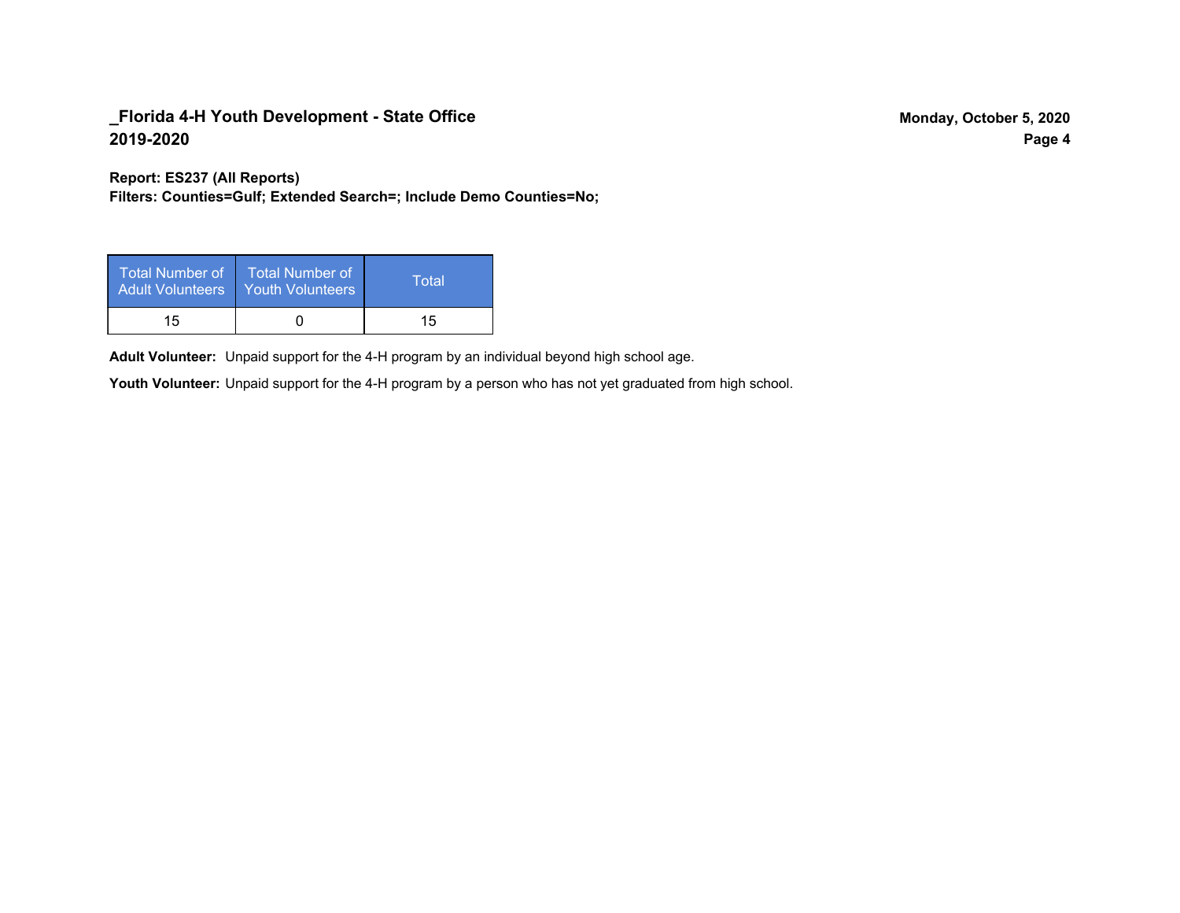**Report: ES237 (All Reports)**
**Filters: Counties=Gulf; Extended Search=; Include Demo Counties=No;**

| Total Number of Adult Volunteers | Total Number of Youth Volunteers | Total |
|---|---|---|
| 15 | 0 | 15 |

**Adult Volunteer:** Unpaid support for the 4-H program by an individual beyond high school age.

**Youth Volunteer:** Unpaid support for the 4-H program by a person who has not yet graduated from high school.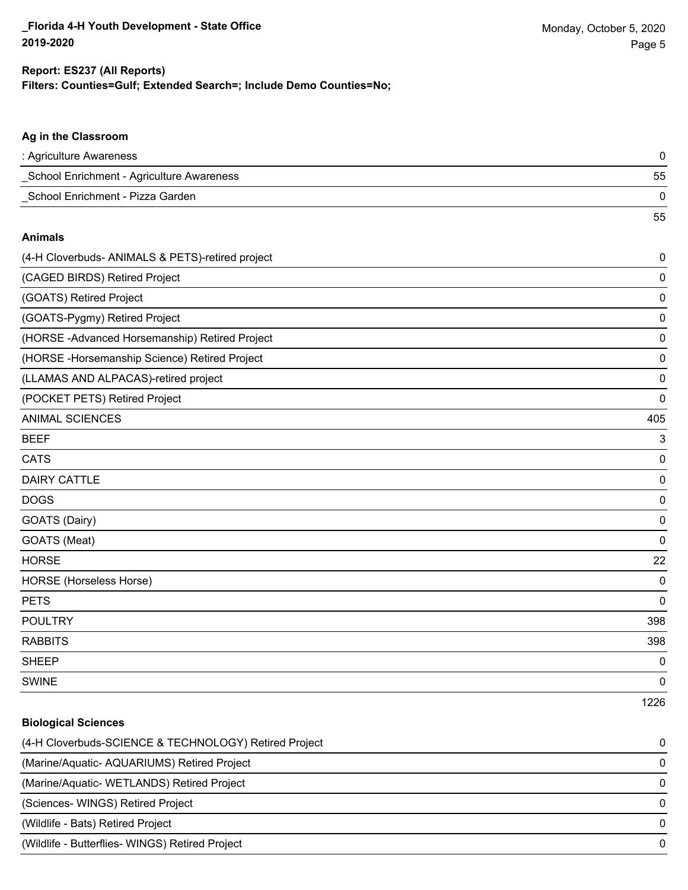**Report: ES237 (All Reports)**
**Filters: Counties=Gulf; Extended Search=; Include Demo Counties=No;**

### Ag in the Classroom

| | |
|---|---|
| : Agriculture Awareness | 0 |
| _School Enrichment - Agriculture Awareness | 55 |
| _School Enrichment - Pizza Garden | 0 |
| | 55 |

### Animals

| | |
|---|---|
| (4-H Cloverbuds- ANIMALS & PETS)-retired project | 0 |
| (CAGED BIRDS) Retired Project | 0 |
| (GOATS) Retired Project | 0 |
| (GOATS-Pygmy) Retired Project | 0 |
| (HORSE -Advanced Horsemanship) Retired Project | 0 |
| (HORSE -Horsemanship Science) Retired Project | 0 |
| (LLAMAS AND ALPACAS)-retired project | 0 |
| (POCKET PETS) Retired Project | 0 |
| ANIMAL SCIENCES | 405 |
| BEEF | 3 |
| CATS | 0 |
| DAIRY CATTLE | 0 |
| DOGS | 0 |
| GOATS (Dairy) | 0 |
| GOATS (Meat) | 0 |
| HORSE | 22 |
| HORSE (Horseless Horse) | 0 |
| PETS | 0 |
| POULTRY | 398 |
| RABBITS | 398 |
| SHEEP | 0 |
| SWINE | 0 |
| | 1226 |

### Biological Sciences

| | |
|---|---|
| (4-H Cloverbuds-SCIENCE & TECHNOLOGY) Retired Project | 0 |
| (Marine/Aquatic- AQUARIUMS) Retired Project | 0 |
| (Marine/Aquatic- WETLANDS) Retired Project | 0 |
| (Sciences- WINGS) Retired Project | 0 |
| (Wildlife - Bats) Retired Project | 0 |
| (Wildlife - Butterflies- WINGS) Retired Project | 0 |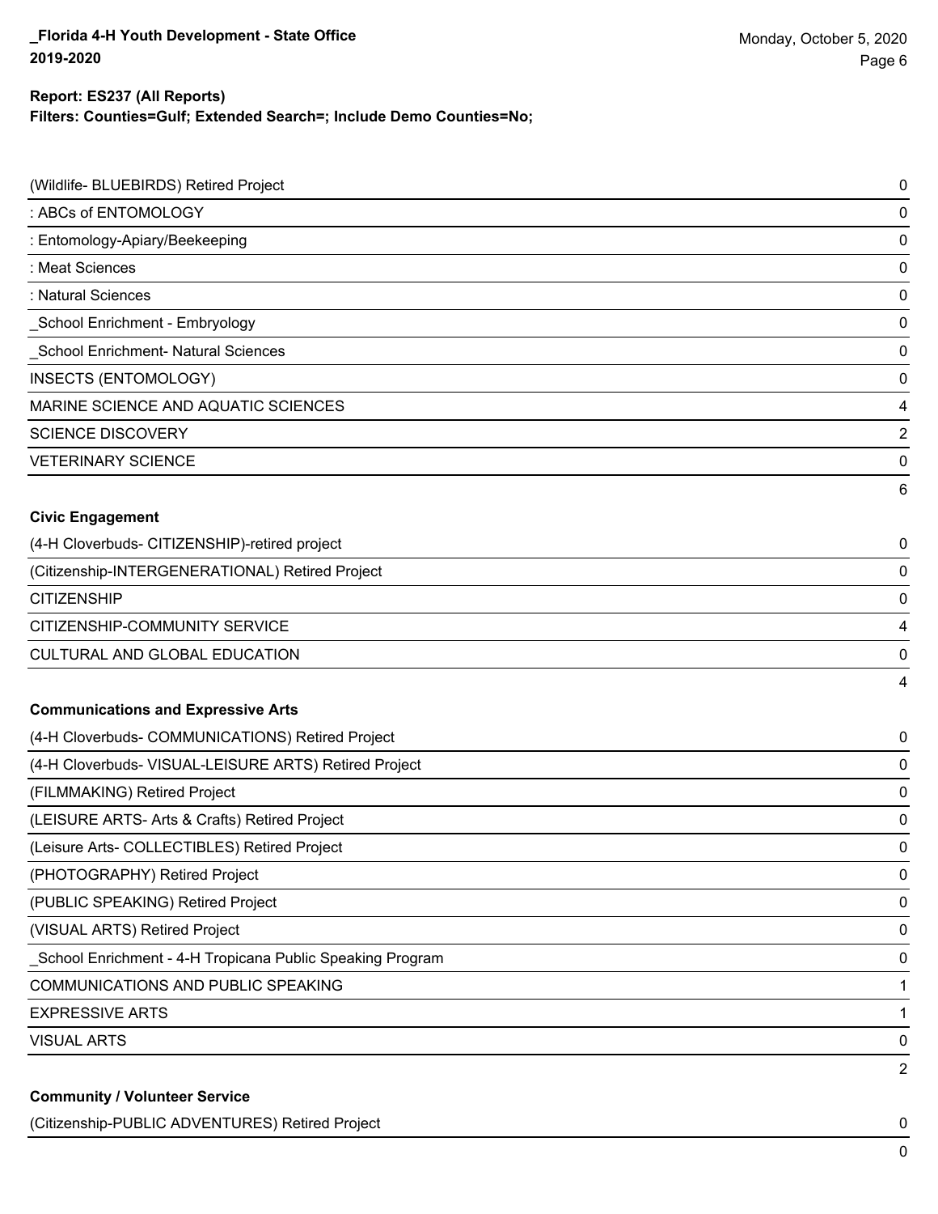**Report: ES237 (All Reports)**
**Filters: Counties=Gulf; Extended Search=; Include Demo Counties=No;**

| | |
|---|---|
| (Wildlife- BLUEBIRDS) Retired Project | 0 |
| : ABCs of ENTOMOLOGY | 0 |
| : Entomology-Apiary/Beekeeping | 0 |
| : Meat Sciences | 0 |
| : Natural Sciences | 0 |
| _School Enrichment - Embryology | 0 |
| _School Enrichment- Natural Sciences | 0 |
| INSECTS (ENTOMOLOGY) | 0 |
| MARINE SCIENCE AND AQUATIC SCIENCES | 4 |
| SCIENCE DISCOVERY | 2 |
| VETERINARY SCIENCE | 0 |
| | 6 |

**Civic Engagement**

| | |
|---|---|
| (4-H Cloverbuds- CITIZENSHIP)-retired project | 0 |
| (Citizenship-INTERGENERATIONAL) Retired Project | 0 |
| CITIZENSHIP | 0 |
| CITIZENSHIP-COMMUNITY SERVICE | 4 |
| CULTURAL AND GLOBAL EDUCATION | 0 |
| | 4 |

**Communications and Expressive Arts**

| | |
|---|---|
| (4-H Cloverbuds- COMMUNICATIONS) Retired Project | 0 |
| (4-H Cloverbuds- VISUAL-LEISURE ARTS) Retired Project | 0 |
| (FILMMAKING) Retired Project | 0 |
| (LEISURE ARTS- Arts & Crafts) Retired Project | 0 |
| (Leisure Arts- COLLECTIBLES) Retired Project | 0 |
| (PHOTOGRAPHY) Retired Project | 0 |
| (PUBLIC SPEAKING) Retired Project | 0 |
| (VISUAL ARTS) Retired Project | 0 |
| _School Enrichment - 4-H Tropicana Public Speaking Program | 0 |
| COMMUNICATIONS AND PUBLIC SPEAKING | 1 |
| EXPRESSIVE ARTS | 1 |
| VISUAL ARTS | 0 |
| | 2 |

**Community / Volunteer Service**

| | |
|---|---|
| (Citizenship-PUBLIC ADVENTURES) Retired Project | 0 |
| | 0 |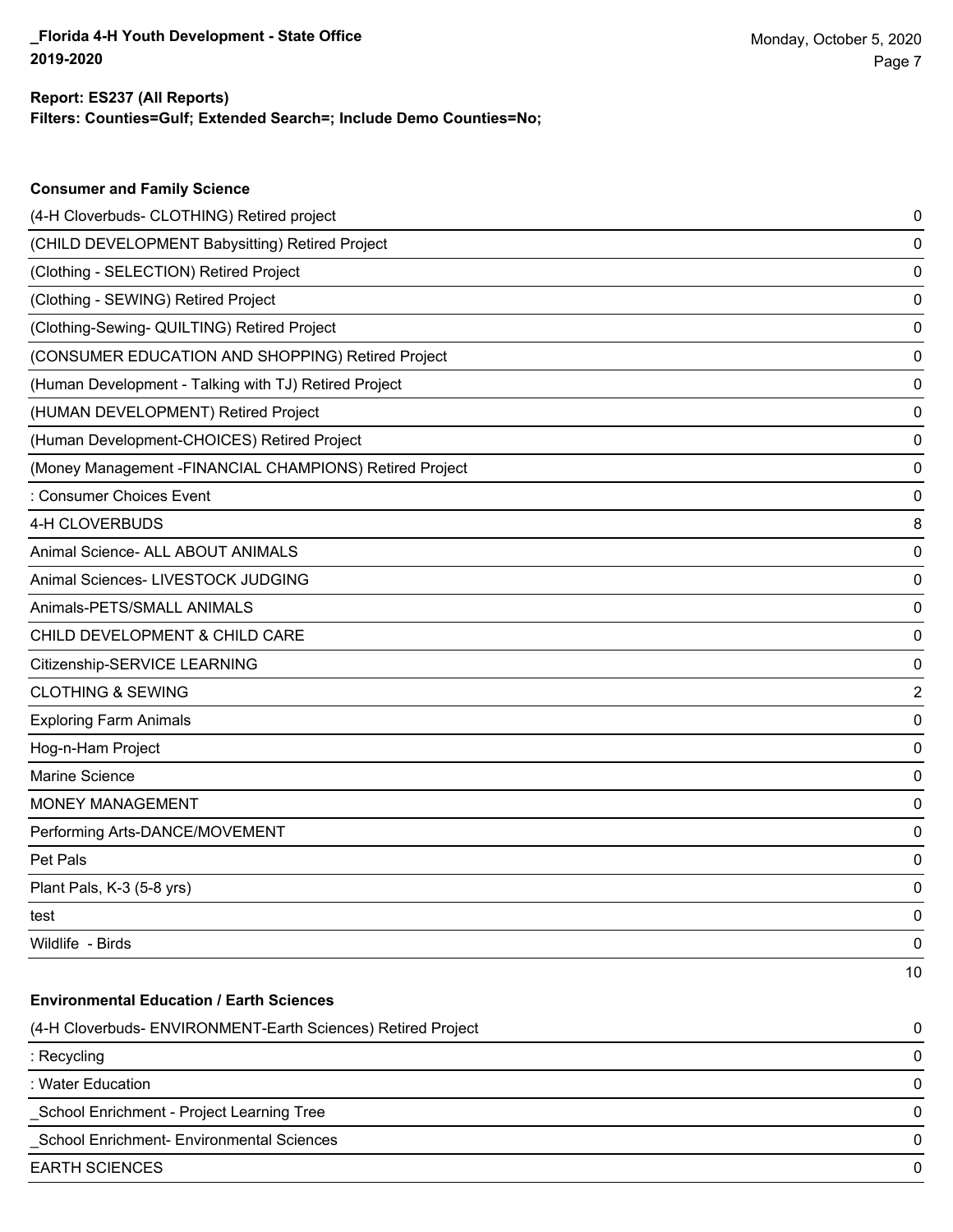**Report: ES237 (All Reports)**
**Filters: Counties=Gulf; Extended Search=; Include Demo Counties=No;**

### Consumer and Family Science

| | |
|---|---|
| (4-H Cloverbuds- CLOTHING) Retired project | 0 |
| (CHILD DEVELOPMENT Babysitting) Retired Project | 0 |
| (Clothing - SELECTION) Retired Project | 0 |
| (Clothing - SEWING) Retired Project | 0 |
| (Clothing-Sewing- QUILTING) Retired Project | 0 |
| (CONSUMER EDUCATION AND SHOPPING) Retired Project | 0 |
| (Human Development - Talking with TJ) Retired Project | 0 |
| (HUMAN DEVELOPMENT) Retired Project | 0 |
| (Human Development-CHOICES) Retired Project | 0 |
| (Money Management -FINANCIAL CHAMPIONS) Retired Project | 0 |
| : Consumer Choices Event | 0 |
| 4-H CLOVERBUDS | 8 |
| Animal Science- ALL ABOUT ANIMALS | 0 |
| Animal Sciences- LIVESTOCK JUDGING | 0 |
| Animals-PETS/SMALL ANIMALS | 0 |
| CHILD DEVELOPMENT & CHILD CARE | 0 |
| Citizenship-SERVICE LEARNING | 0 |
| CLOTHING & SEWING | 2 |
| Exploring Farm Animals | 0 |
| Hog-n-Ham Project | 0 |
| Marine Science | 0 |
| MONEY MANAGEMENT | 0 |
| Performing Arts-DANCE/MOVEMENT | 0 |
| Pet Pals | 0 |
| Plant Pals, K-3 (5-8 yrs) | 0 |
| test | 0 |
| Wildlife - Birds | 0 |
| | 10 |

### Environmental Education / Earth Sciences

| | |
|---|---|
| (4-H Cloverbuds- ENVIRONMENT-Earth Sciences) Retired Project | 0 |
| : Recycling | 0 |
| : Water Education | 0 |
| _School Enrichment - Project Learning Tree | 0 |
| _School Enrichment- Environmental Sciences | 0 |
| EARTH SCIENCES | 0 |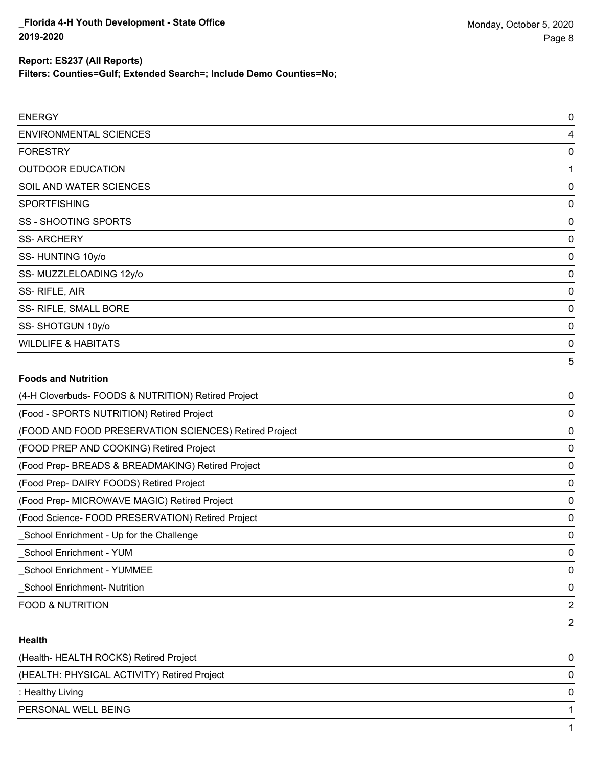**Report: ES237 (All Reports)**

**Filters: Counties=Gulf; Extended Search=; Include Demo Counties=No;**

| | |
|---|---|
| ENERGY | 0 |
| ENVIRONMENTAL SCIENCES | 4 |
| FORESTRY | 0 |
| OUTDOOR EDUCATION | 1 |
| SOIL AND WATER SCIENCES | 0 |
| SPORTFISHING | 0 |
| SS - SHOOTING SPORTS | 0 |
| SS- ARCHERY | 0 |
| SS- HUNTING 10y/o | 0 |
| SS- MUZZLELOADING 12y/o | 0 |
| SS- RIFLE, AIR | 0 |
| SS- RIFLE, SMALL BORE | 0 |
| SS- SHOTGUN 10y/o | 0 |
| WILDLIFE & HABITATS | 0 |
| | 5 |

**Foods and Nutrition**

| | |
|---|---|
| (4-H Cloverbuds- FOODS & NUTRITION) Retired Project | 0 |
| (Food - SPORTS NUTRITION) Retired Project | 0 |
| (FOOD AND FOOD PRESERVATION SCIENCES) Retired Project | 0 |
| (FOOD PREP AND COOKING) Retired Project | 0 |
| (Food Prep- BREADS & BREADMAKING) Retired Project | 0 |
| (Food Prep- DAIRY FOODS) Retired Project | 0 |
| (Food Prep- MICROWAVE MAGIC) Retired Project | 0 |
| (Food Science- FOOD PRESERVATION) Retired Project | 0 |
| _School Enrichment - Up for the Challenge | 0 |
| _School Enrichment - YUM | 0 |
| _School Enrichment - YUMMEE | 0 |
| _School Enrichment- Nutrition | 0 |
| FOOD & NUTRITION | 2 |
| | 2 |

**Health**

| | |
|---|---|
| (Health- HEALTH ROCKS) Retired Project | 0 |
| (HEALTH: PHYSICAL ACTIVITY) Retired Project | 0 |
| : Healthy Living | 0 |
| PERSONAL WELL BEING | 1 |
| | 1 |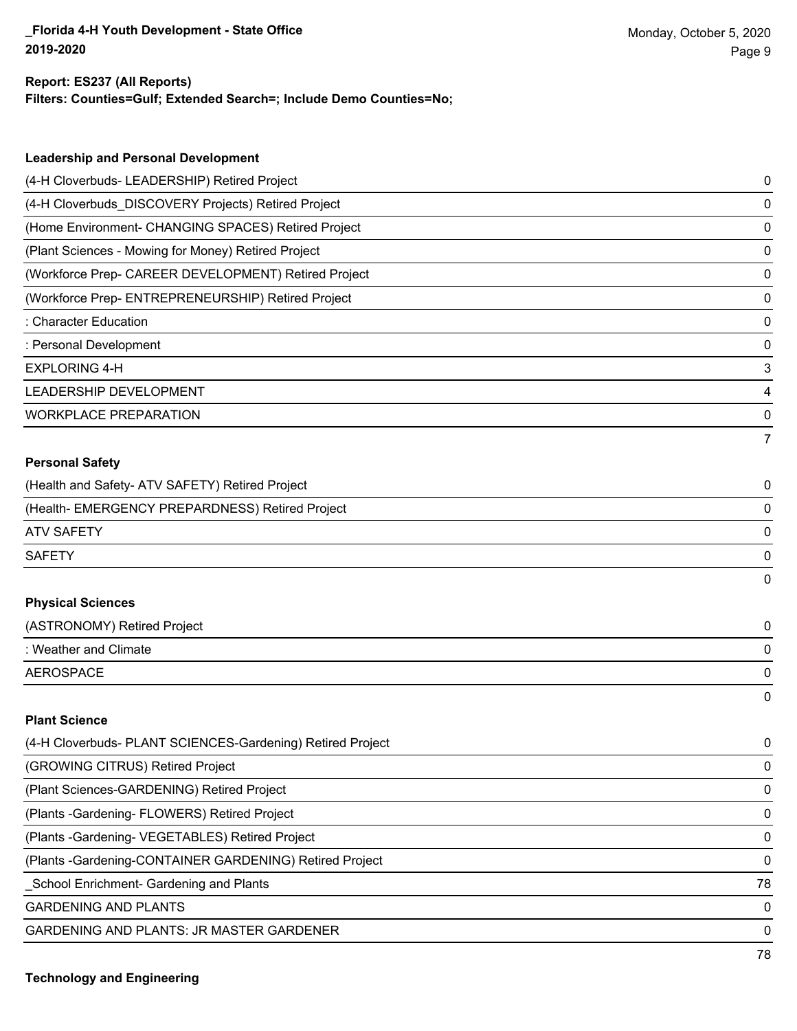**Report: ES237 (All Reports)**
**Filters: Counties=Gulf; Extended Search=; Include Demo Counties=No;**

**Leadership and Personal Development**

| | |
|---|---|
| (4-H Cloverbuds- LEADERSHIP) Retired Project | 0 |
| (4-H Cloverbuds_DISCOVERY Projects) Retired Project | 0 |
| (Home Environment- CHANGING SPACES) Retired Project | 0 |
| (Plant Sciences - Mowing for Money) Retired Project | 0 |
| (Workforce Prep- CAREER DEVELOPMENT) Retired Project | 0 |
| (Workforce Prep- ENTREPRENEURSHIP) Retired Project | 0 |
| : Character Education | 0 |
| : Personal Development | 0 |
| EXPLORING 4-H | 3 |
| LEADERSHIP DEVELOPMENT | 4 |
| WORKPLACE PREPARATION | 0 |
| | 7 |

**Personal Safety**

| | |
|---|---|
| (Health and Safety- ATV SAFETY) Retired Project | 0 |
| (Health- EMERGENCY PREPARDNESS) Retired Project | 0 |
| ATV SAFETY | 0 |
| SAFETY | 0 |
| | 0 |

**Physical Sciences**

| | |
|---|---|
| (ASTRONOMY) Retired Project | 0 |
| : Weather and Climate | 0 |
| AEROSPACE | 0 |
| | 0 |

**Plant Science**

| | |
|---|---|
| (4-H Cloverbuds- PLANT SCIENCES-Gardening) Retired Project | 0 |
| (GROWING CITRUS) Retired Project | 0 |
| (Plant Sciences-GARDENING) Retired Project | 0 |
| (Plants -Gardening- FLOWERS) Retired Project | 0 |
| (Plants -Gardening- VEGETABLES) Retired Project | 0 |
| (Plants -Gardening-CONTAINER GARDENING) Retired Project | 0 |
| _School Enrichment- Gardening and Plants | 78 |
| GARDENING AND PLANTS | 0 |
| GARDENING AND PLANTS: JR MASTER GARDENER | 0 |
| | 78 |

**Technology and Engineering**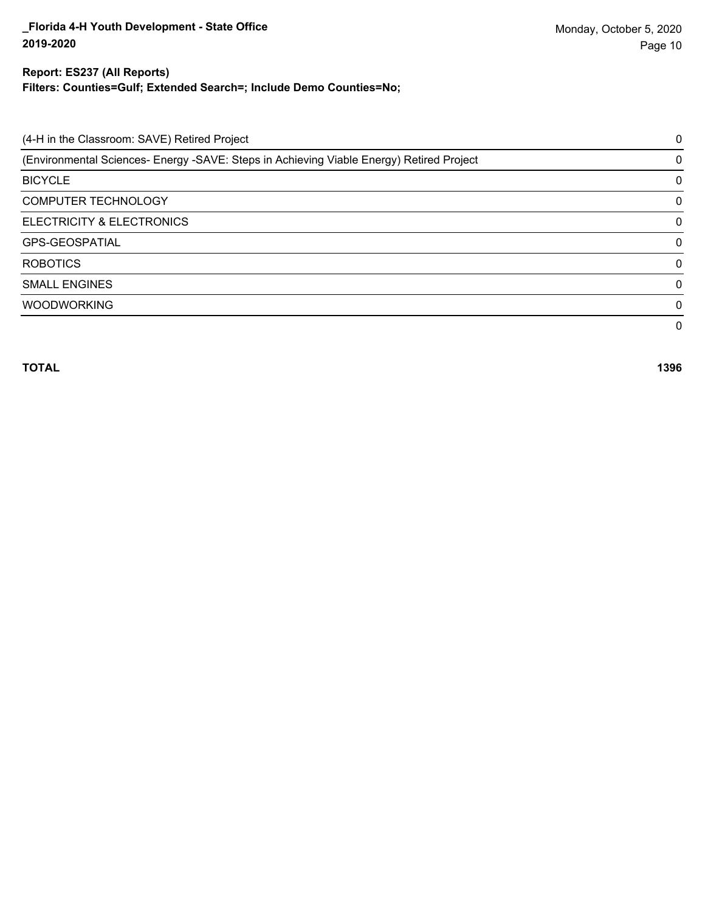**Report: ES237 (All Reports)**
**Filters: Counties=Gulf; Extended Search=; Include Demo Counties=No;**

| | |
|---|---|
| (4-H in the Classroom: SAVE) Retired Project | 0 |
| (Environmental Sciences- Energy -SAVE: Steps in Achieving Viable Energy) Retired Project | 0 |
| BICYCLE | 0 |
| COMPUTER TECHNOLOGY | 0 |
| ELECTRICITY & ELECTRONICS | 0 |
| GPS-GEOSPATIAL | 0 |
| ROBOTICS | 0 |
| SMALL ENGINES | 0 |
| WOODWORKING | 0 |
| | 0 |

**TOTAL** **1396**